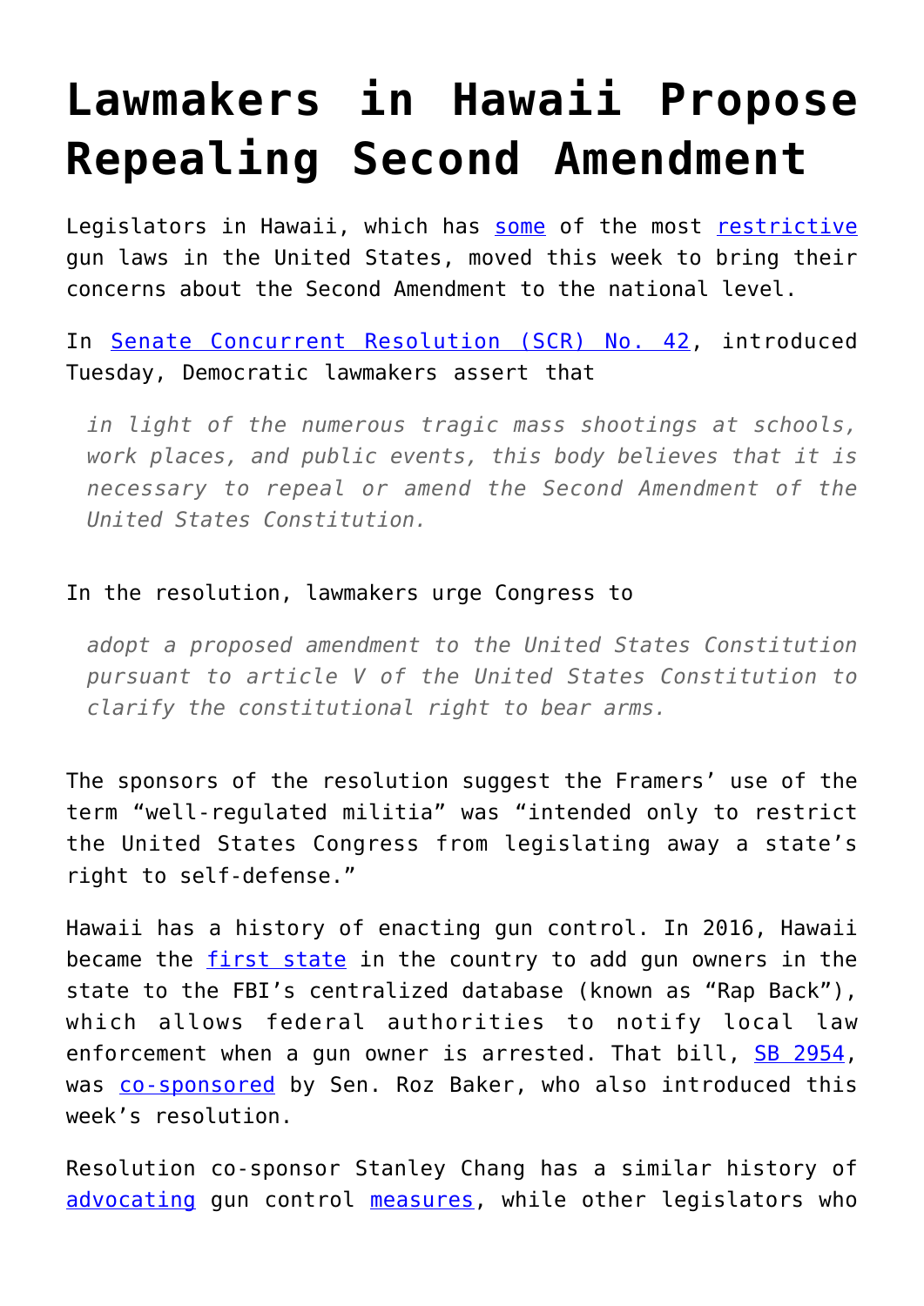# Lawmakers in Hawaii Propose Repealing Second Amendment

Legislators in Hawaii, which has some of the most restrictive gun laws in the United States, moved this week to bring their concerns about the Second Amendment to the national level.

In Senate Concurrent Resolution (SCR) No. 42, introduced Tuesday, Democratic lawmakers assert that

> *in light of the numerous tragic mass shootings at schools, work places, and public events, this body believes that it is necessary to repeal or amend the Second Amendment of the United States Constitution.*

In the resolution, lawmakers urge Congress to

> *adopt a proposed amendment to the United States Constitution pursuant to article V of the United States Constitution to clarify the constitutional right to bear arms.*

The sponsors of the resolution suggest the Framers' use of the term "well-regulated militia" was "intended only to restrict the United States Congress from legislating away a state's right to self-defense."

Hawaii has a history of enacting gun control. In 2016, Hawaii became the first state in the country to add gun owners in the state to the FBI's centralized database (known as "Rap Back"), which allows federal authorities to notify local law enforcement when a gun owner is arrested. That bill, SB 2954, was co-sponsored by Sen. Roz Baker, who also introduced this week's resolution.

Resolution co-sponsor Stanley Chang has a similar history of advocating gun control measures, while other legislators who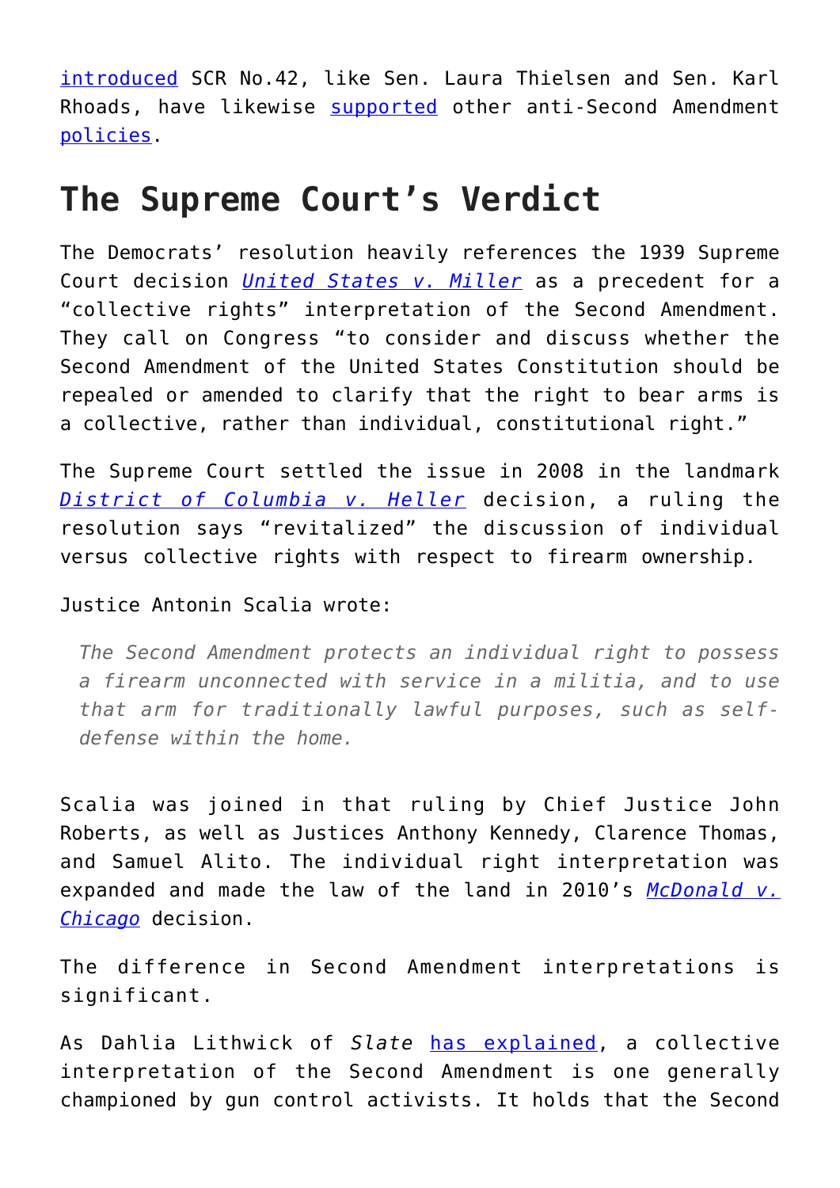introduced SCR No.42, like Sen. Laura Thielsen and Sen. Karl Rhoads, have likewise supported other anti-Second Amendment policies.

## The Supreme Court's Verdict

The Democrats' resolution heavily references the 1939 Supreme Court decision *United States v. Miller* as a precedent for a "collective rights" interpretation of the Second Amendment. They call on Congress "to consider and discuss whether the Second Amendment of the United States Constitution should be repealed or amended to clarify that the right to bear arms is a collective, rather than individual, constitutional right."

The Supreme Court settled the issue in 2008 in the landmark *District of Columbia v. Heller* decision, a ruling the resolution says "revitalized" the discussion of individual versus collective rights with respect to firearm ownership.

Justice Antonin Scalia wrote:

> *The Second Amendment protects an individual right to possess a firearm unconnected with service in a militia, and to use that arm for traditionally lawful purposes, such as self-defense within the home.*

Scalia was joined in that ruling by Chief Justice John Roberts, as well as Justices Anthony Kennedy, Clarence Thomas, and Samuel Alito. The individual right interpretation was expanded and made the law of the land in 2010's *McDonald v. Chicago* decision.

The difference in Second Amendment interpretations is significant.

As Dahlia Lithwick of *Slate* has explained, a collective interpretation of the Second Amendment is one generally championed by gun control activists. It holds that the Second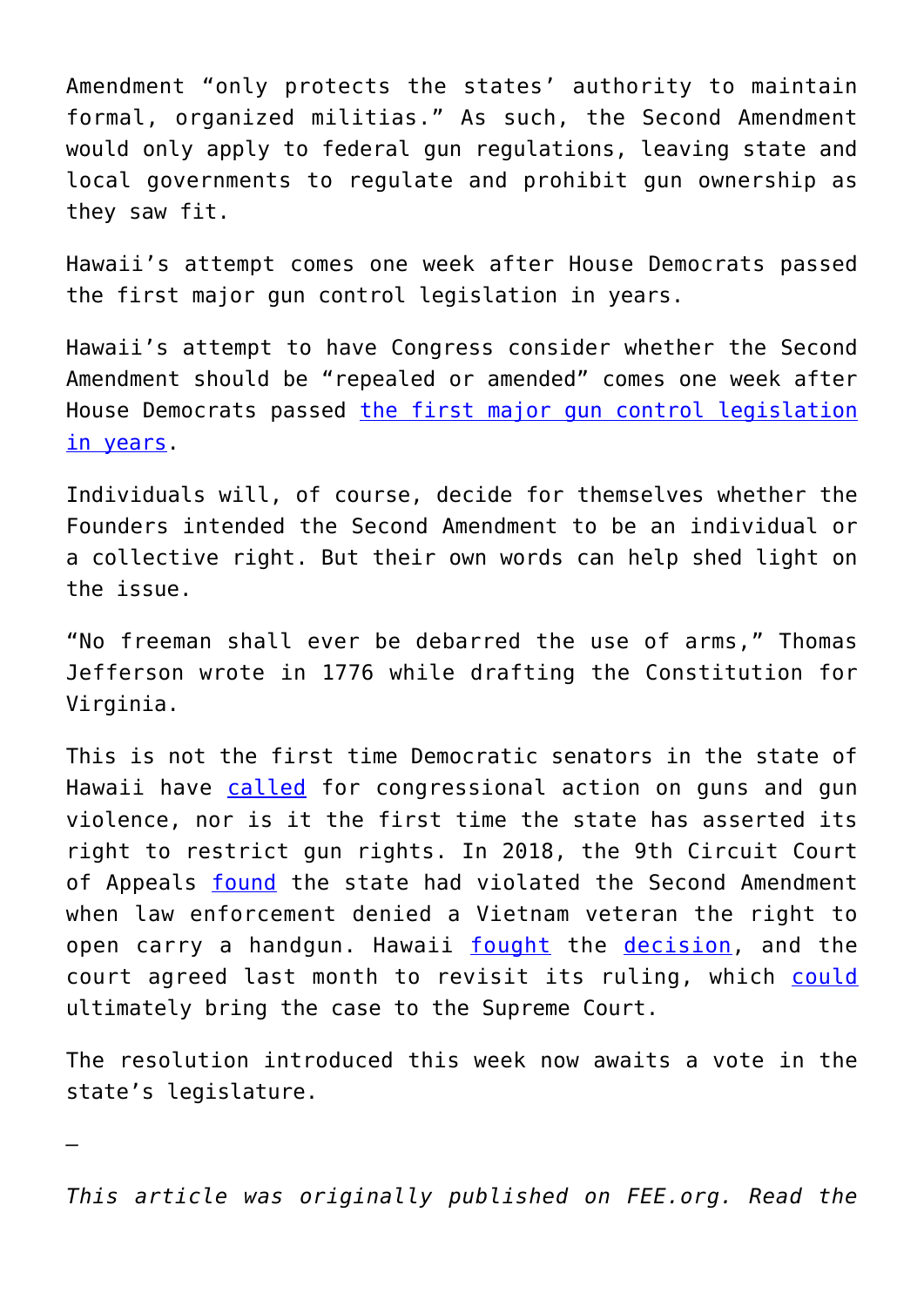Amendment "only protects the states' authority to maintain formal, organized militias." As such, the Second Amendment would only apply to federal gun regulations, leaving state and local governments to regulate and prohibit gun ownership as they saw fit.

Hawaii's attempt comes one week after House Democrats passed the first major gun control legislation in years.

Hawaii's attempt to have Congress consider whether the Second Amendment should be "repealed or amended" comes one week after House Democrats passed [the first major gun control legislation in years](#).

Individuals will, of course, decide for themselves whether the Founders intended the Second Amendment to be an individual or a collective right. But their own words can help shed light on the issue.

"No freeman shall ever be debarred the use of arms," Thomas Jefferson wrote in 1776 while drafting the Constitution for Virginia.

This is not the first time Democratic senators in the state of Hawaii have [called](#) for congressional action on guns and gun violence, nor is it the first time the state has asserted its right to restrict gun rights. In 2018, the 9th Circuit Court of Appeals [found](#) the state had violated the Second Amendment when law enforcement denied a Vietnam veteran the right to open carry a handgun. Hawaii [fought](#) the [decision](#), and the court agreed last month to revisit its ruling, which [could](#) ultimately bring the case to the Supreme Court.

The resolution introduced this week now awaits a vote in the state's legislature.

—

*This article was originally published on FEE.org. Read the*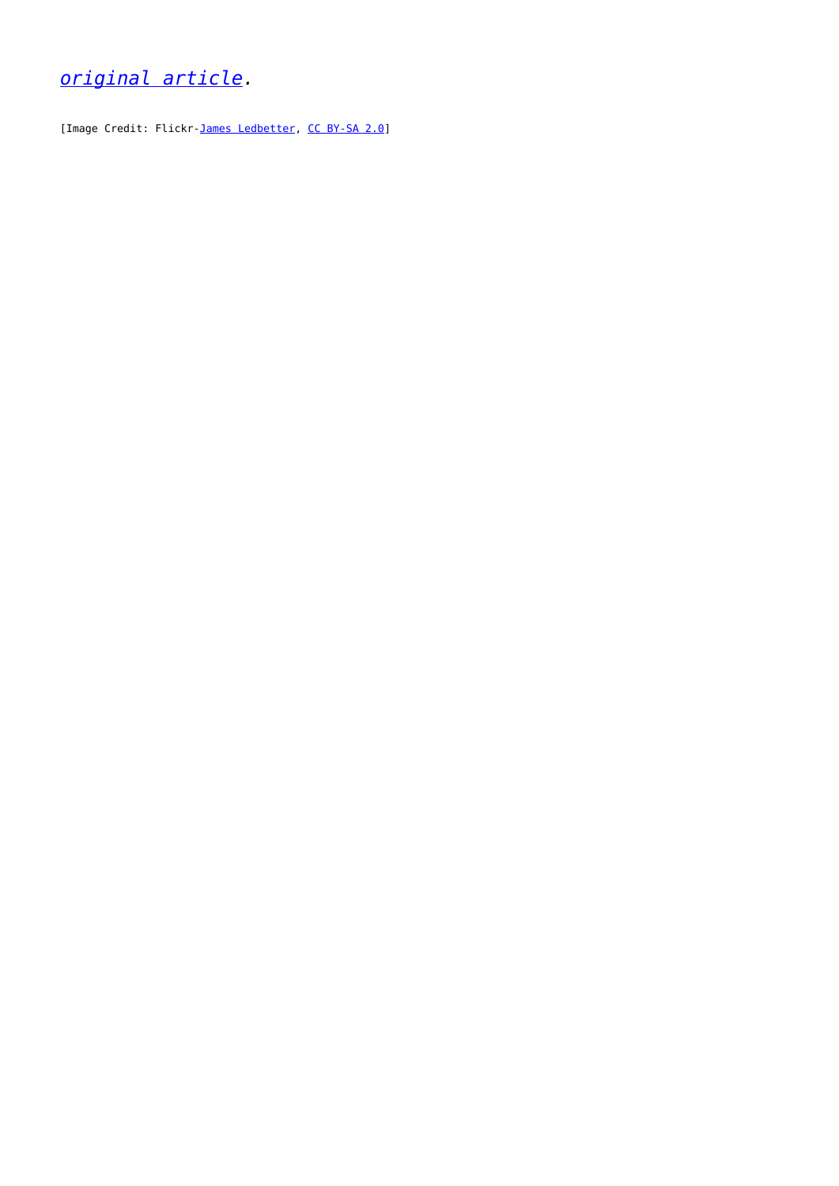*original article.*

[Image Credit: Flickr-James Ledbetter, CC BY-SA 2.0]